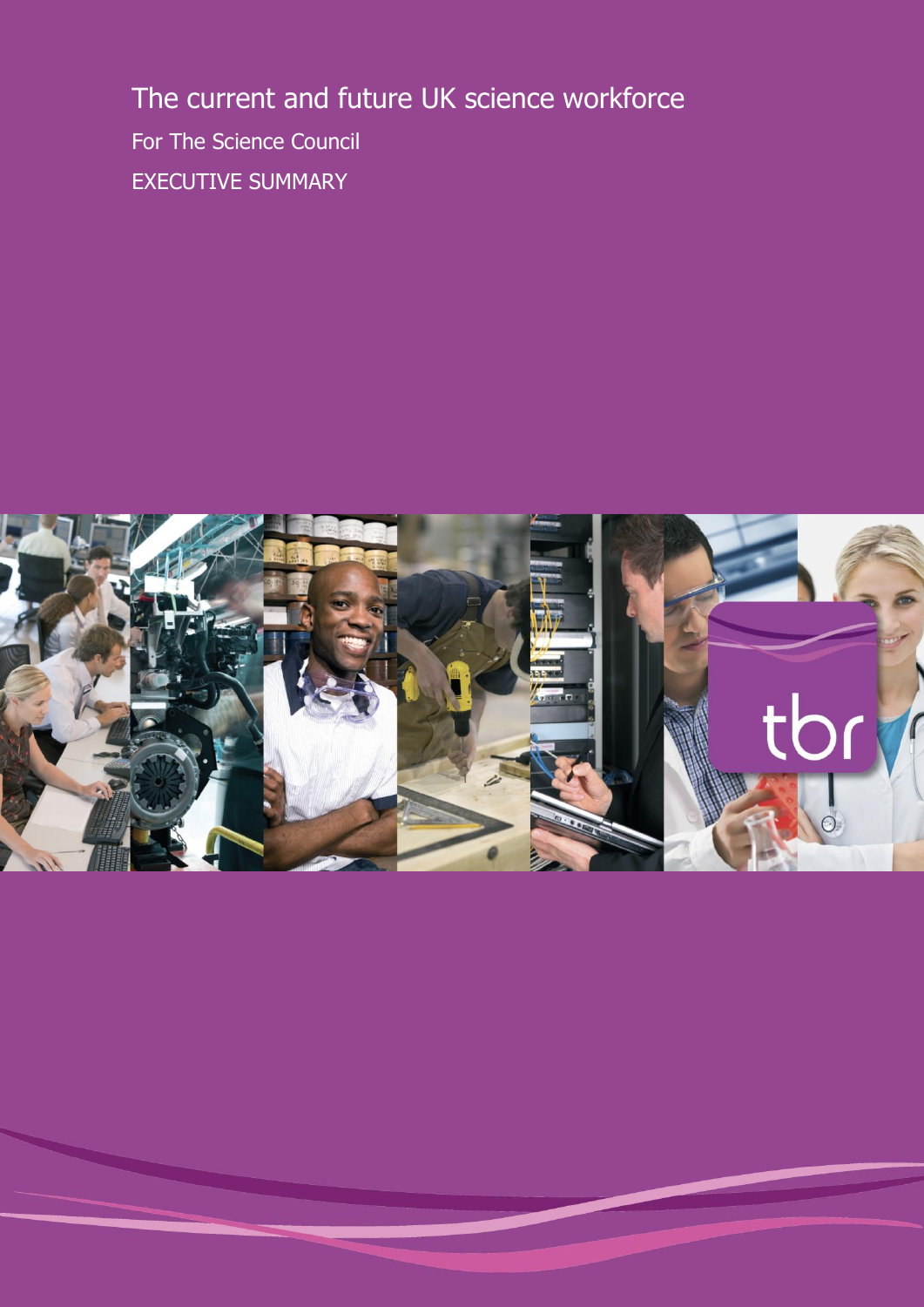# The current and future UK science workforce

For The Science Council

EXECUTIVE SUMMARY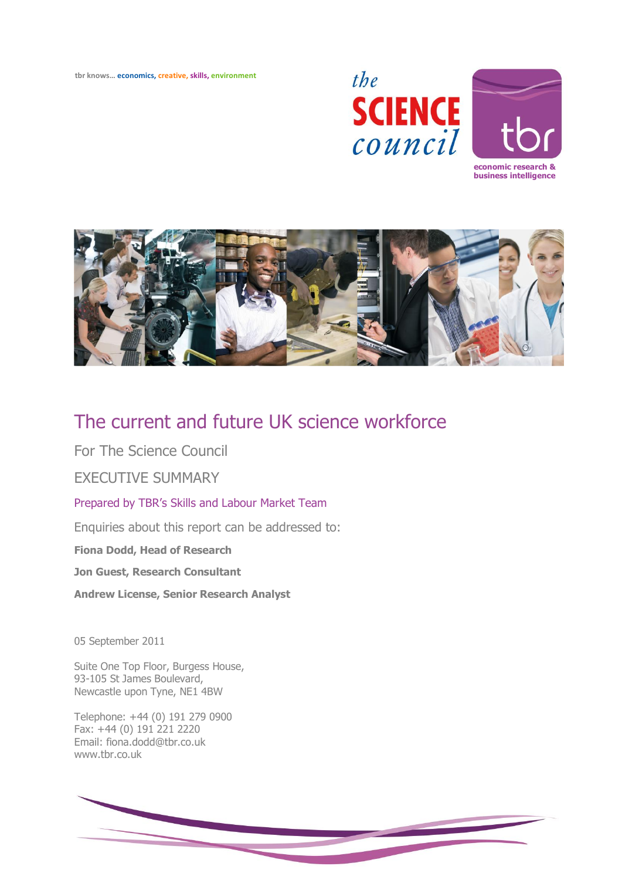tbr knows… economics, creative, skills, environment

# The current and future UK science workforce

For The Science Council

EXECUTIVE SUMMARY

Prepared by TBR's Skills and Labour Market Team

Enquiries about this report can be addressed to:

**Fiona Dodd, Head of Research**

**Jon Guest, Research Consultant**

**Andrew License, Senior Research Analyst**

05 September 2011

Suite One Top Floor, Burgess House,
93-105 St James Boulevard,
Newcastle upon Tyne, NE1 4BW

Telephone: +44 (0) 191 279 0900
Fax: +44 (0) 191 221 2220
Email: fiona.dodd@tbr.co.uk
www.tbr.co.uk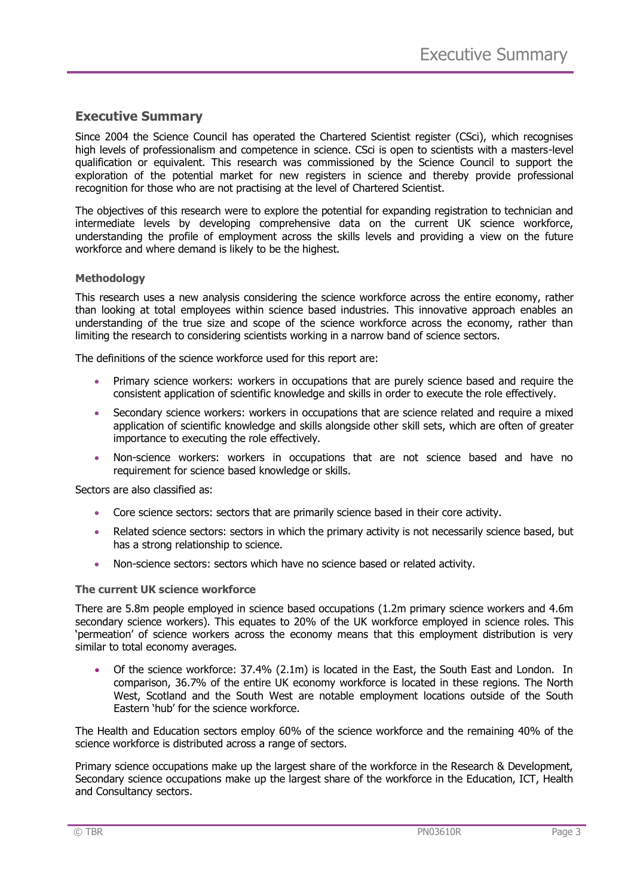## Executive Summary

Since 2004 the Science Council has operated the Chartered Scientist register (CSci), which recognises high levels of professionalism and competence in science. CSci is open to scientists with a masters-level qualification or equivalent. This research was commissioned by the Science Council to support the exploration of the potential market for new registers in science and thereby provide professional recognition for those who are not practising at the level of Chartered Scientist.

The objectives of this research were to explore the potential for expanding registration to technician and intermediate levels by developing comprehensive data on the current UK science workforce, understanding the profile of employment across the skills levels and providing a view on the future workforce and where demand is likely to be the highest.

### Methodology

This research uses a new analysis considering the science workforce across the entire economy, rather than looking at total employees within science based industries. This innovative approach enables an understanding of the true size and scope of the science workforce across the economy, rather than limiting the research to considering scientists working in a narrow band of science sectors.

The definitions of the science workforce used for this report are:

- Primary science workers: workers in occupations that are purely science based and require the consistent application of scientific knowledge and skills in order to execute the role effectively.
- Secondary science workers: workers in occupations that are science related and require a mixed application of scientific knowledge and skills alongside other skill sets, which are often of greater importance to executing the role effectively.
- Non-science workers: workers in occupations that are not science based and have no requirement for science based knowledge or skills.

Sectors are also classified as:

- Core science sectors: sectors that are primarily science based in their core activity.
- Related science sectors: sectors in which the primary activity is not necessarily science based, but has a strong relationship to science.
- Non-science sectors: sectors which have no science based or related activity.

### The current UK science workforce

There are 5.8m people employed in science based occupations (1.2m primary science workers and 4.6m secondary science workers). This equates to 20% of the UK workforce employed in science roles. This 'permeation' of science workers across the economy means that this employment distribution is very similar to total economy averages.

- Of the science workforce: 37.4% (2.1m) is located in the East, the South East and London. In comparison, 36.7% of the entire UK economy workforce is located in these regions. The North West, Scotland and the South West are notable employment locations outside of the South Eastern 'hub' for the science workforce.

The Health and Education sectors employ 60% of the science workforce and the remaining 40% of the science workforce is distributed across a range of sectors.

Primary science occupations make up the largest share of the workforce in the Research & Development, Secondary science occupations make up the largest share of the workforce in the Education, ICT, Health and Consultancy sectors.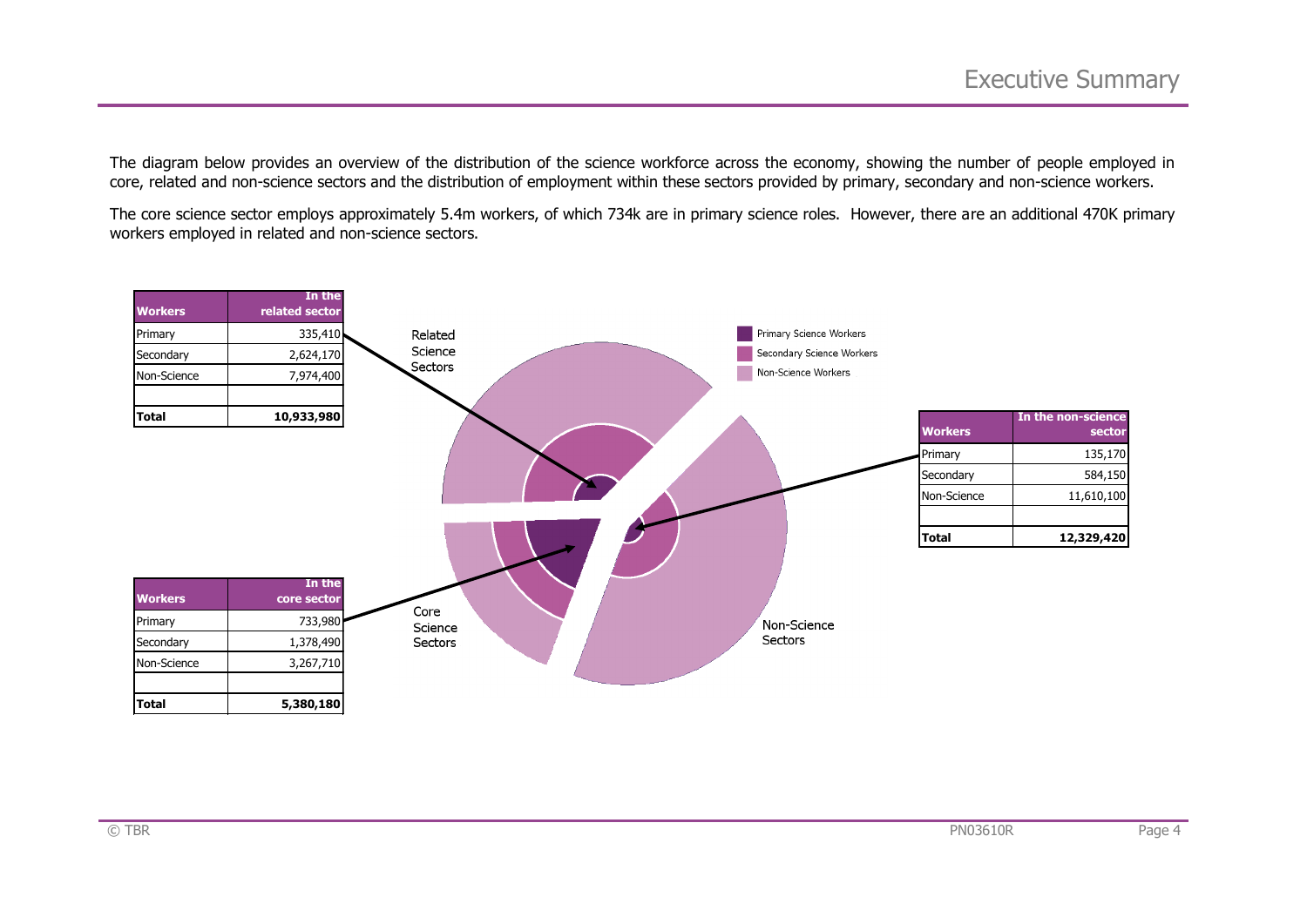The diagram below provides an overview of the distribution of the science workforce across the economy, showing the number of people employed in core, related and non-science sectors and the distribution of employment within these sectors provided by primary, secondary and non-science workers.

The core science sector employs approximately 5.4m workers, of which 734k are in primary science roles. However, there are an additional 470K primary workers employed in related and non-science sectors.

| Workers | In the related sector |
|---|---|
| Primary | 335,410 |
| Secondary | 2,624,170 |
| Non-Science | 7,974,400 |
| | |
| **Total** | **10,933,980** |

| Workers | In the non-science sector |
|---|---|
| Primary | 135,170 |
| Secondary | 584,150 |
| Non-Science | 11,610,100 |
| | |
| **Total** | **12,329,420** |

| Workers | In the core sector |
|---|---|
| Primary | 733,980 |
| Secondary | 1,378,490 |
| Non-Science | 3,267,710 |
| | |
| **Total** | **5,380,180** |

Related Science Sectors

Core Science Sectors

Non-Science Sectors

Primary Science Workers

Secondary Science Workers

Non-Science Workers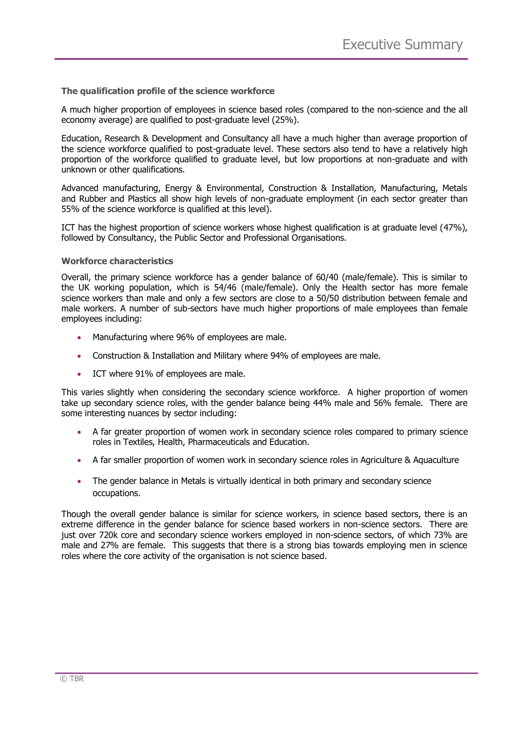### The qualification profile of the science workforce

A much higher proportion of employees in science based roles (compared to the non-science and the all economy average) are qualified to post-graduate level (25%).

Education, Research & Development and Consultancy all have a much higher than average proportion of the science workforce qualified to post-graduate level. These sectors also tend to have a relatively high proportion of the workforce qualified to graduate level, but low proportions at non-graduate and with unknown or other qualifications.

Advanced manufacturing, Energy & Environmental, Construction & Installation, Manufacturing, Metals and Rubber and Plastics all show high levels of non-graduate employment (in each sector greater than 55% of the science workforce is qualified at this level).

ICT has the highest proportion of science workers whose highest qualification is at graduate level (47%), followed by Consultancy, the Public Sector and Professional Organisations.

### Workforce characteristics

Overall, the primary science workforce has a gender balance of 60/40 (male/female). This is similar to the UK working population, which is 54/46 (male/female). Only the Health sector has more female science workers than male and only a few sectors are close to a 50/50 distribution between female and male workers. A number of sub-sectors have much higher proportions of male employees than female employees including:

- Manufacturing where 96% of employees are male.
- Construction & Installation and Military where 94% of employees are male.
- ICT where 91% of employees are male.

This varies slightly when considering the secondary science workforce. A higher proportion of women take up secondary science roles, with the gender balance being 44% male and 56% female. There are some interesting nuances by sector including:

- A far greater proportion of women work in secondary science roles compared to primary science roles in Textiles, Health, Pharmaceuticals and Education.
- A far smaller proportion of women work in secondary science roles in Agriculture & Aquaculture
- The gender balance in Metals is virtually identical in both primary and secondary science occupations.

Though the overall gender balance is similar for science workers, in science based sectors, there is an extreme difference in the gender balance for science based workers in non-science sectors. There are just over 720k core and secondary science workers employed in non-science sectors, of which 73% are male and 27% are female. This suggests that there is a strong bias towards employing men in science roles where the core activity of the organisation is not science based.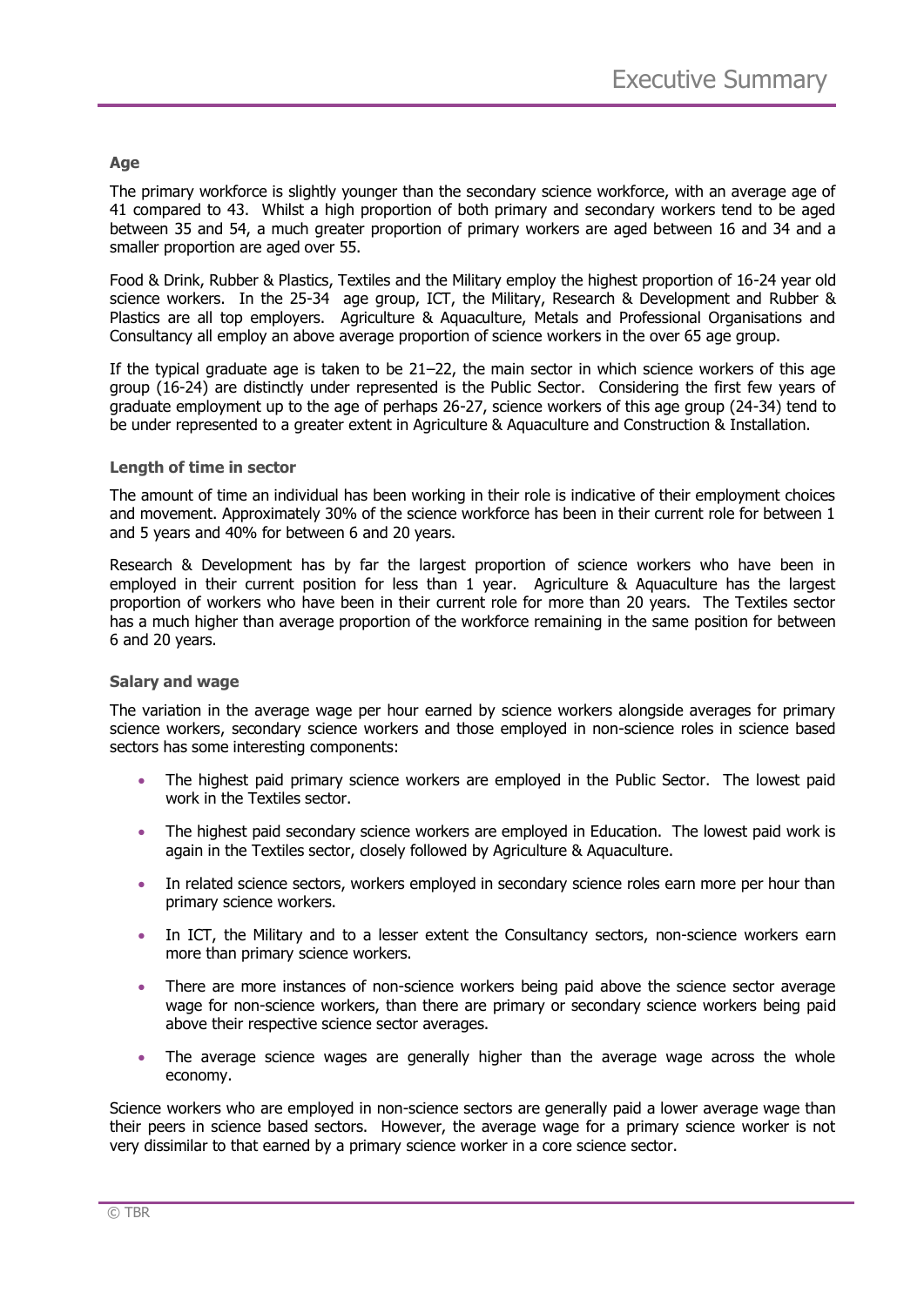### Age

The primary workforce is slightly younger than the secondary science workforce, with an average age of 41 compared to 43. Whilst a high proportion of both primary and secondary workers tend to be aged between 35 and 54, a much greater proportion of primary workers are aged between 16 and 34 and a smaller proportion are aged over 55.

Food & Drink, Rubber & Plastics, Textiles and the Military employ the highest proportion of 16-24 year old science workers. In the 25-34 age group, ICT, the Military, Research & Development and Rubber & Plastics are all top employers. Agriculture & Aquaculture, Metals and Professional Organisations and Consultancy all employ an above average proportion of science workers in the over 65 age group.

If the typical graduate age is taken to be 21–22, the main sector in which science workers of this age group (16-24) are distinctly under represented is the Public Sector. Considering the first few years of graduate employment up to the age of perhaps 26-27, science workers of this age group (24-34) tend to be under represented to a greater extent in Agriculture & Aquaculture and Construction & Installation.

### Length of time in sector

The amount of time an individual has been working in their role is indicative of their employment choices and movement. Approximately 30% of the science workforce has been in their current role for between 1 and 5 years and 40% for between 6 and 20 years.

Research & Development has by far the largest proportion of science workers who have been in employed in their current position for less than 1 year. Agriculture & Aquaculture has the largest proportion of workers who have been in their current role for more than 20 years. The Textiles sector has a much higher than average proportion of the workforce remaining in the same position for between 6 and 20 years.

### Salary and wage

The variation in the average wage per hour earned by science workers alongside averages for primary science workers, secondary science workers and those employed in non-science roles in science based sectors has some interesting components:

- The highest paid primary science workers are employed in the Public Sector. The lowest paid work in the Textiles sector.
- The highest paid secondary science workers are employed in Education. The lowest paid work is again in the Textiles sector, closely followed by Agriculture & Aquaculture.
- In related science sectors, workers employed in secondary science roles earn more per hour than primary science workers.
- In ICT, the Military and to a lesser extent the Consultancy sectors, non-science workers earn more than primary science workers.
- There are more instances of non-science workers being paid above the science sector average wage for non-science workers, than there are primary or secondary science workers being paid above their respective science sector averages.
- The average science wages are generally higher than the average wage across the whole economy.

Science workers who are employed in non-science sectors are generally paid a lower average wage than their peers in science based sectors. However, the average wage for a primary science worker is not very dissimilar to that earned by a primary science worker in a core science sector.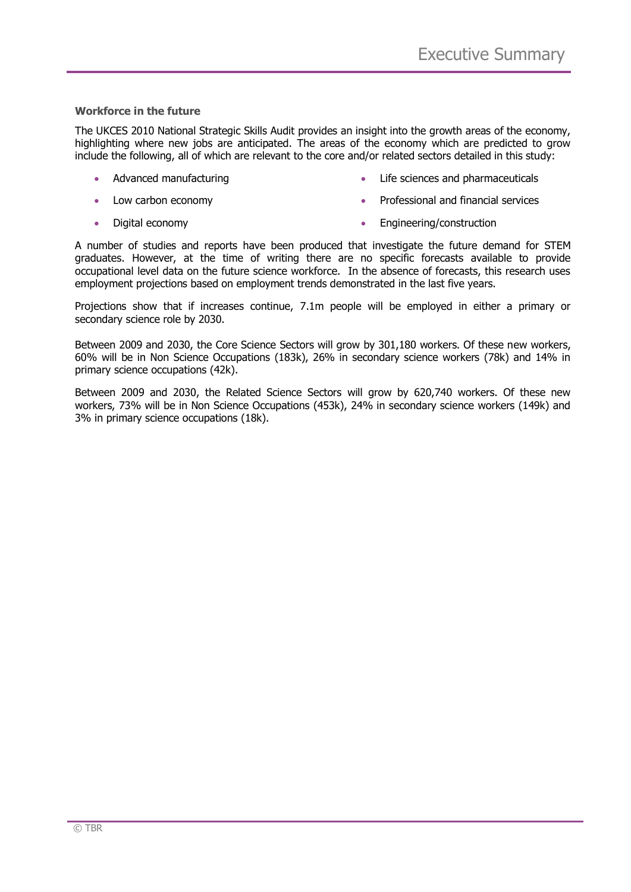#### Workforce in the future

The UKCES 2010 National Strategic Skills Audit provides an insight into the growth areas of the economy, highlighting where new jobs are anticipated. The areas of the economy which are predicted to grow include the following, all of which are relevant to the core and/or related sectors detailed in this study:

- Advanced manufacturing
- Low carbon economy
- Digital economy
- Life sciences and pharmaceuticals
- Professional and financial services
- Engineering/construction

A number of studies and reports have been produced that investigate the future demand for STEM graduates. However, at the time of writing there are no specific forecasts available to provide occupational level data on the future science workforce. In the absence of forecasts, this research uses employment projections based on employment trends demonstrated in the last five years.

Projections show that if increases continue, 7.1m people will be employed in either a primary or secondary science role by 2030.

Between 2009 and 2030, the Core Science Sectors will grow by 301,180 workers. Of these new workers, 60% will be in Non Science Occupations (183k), 26% in secondary science workers (78k) and 14% in primary science occupations (42k).

Between 2009 and 2030, the Related Science Sectors will grow by 620,740 workers. Of these new workers, 73% will be in Non Science Occupations (453k), 24% in secondary science workers (149k) and 3% in primary science occupations (18k).